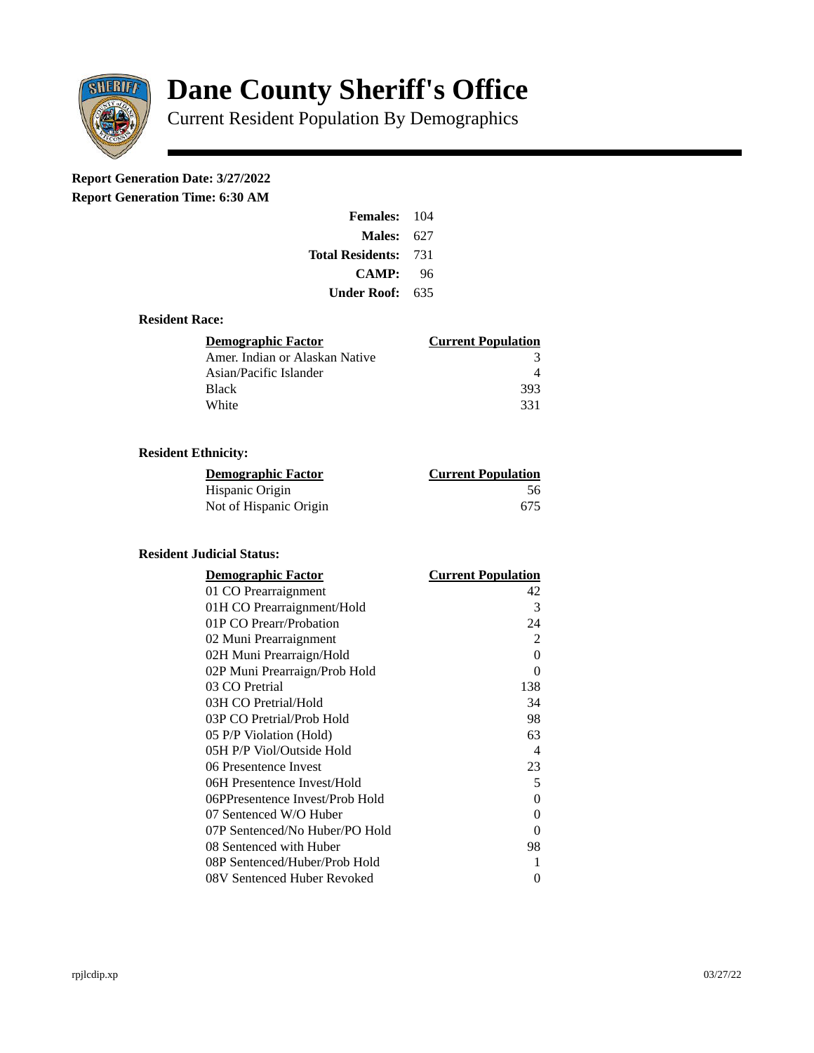# Dane County Sheriff's Office

## Current Resident Population By Demographics

**Report Generation Date: 3/27/2022**
**Report Generation Time: 6:30 AM**

| | |
|---|---|
| **Females:** | 104 |
| **Males:** | 627 |
| **Total Residents:** | 731 |
| **CAMP:** | 96 |
| **Under Roof:** | 635 |

### Resident Race:

| Demographic Factor | Current Population |
|---|---|
| Amer. Indian or Alaskan Native | 3 |
| Asian/Pacific Islander | 4 |
| Black | 393 |
| White | 331 |

### Resident Ethnicity:

| Demographic Factor | Current Population |
|---|---|
| Hispanic Origin | 56 |
| Not of Hispanic Origin | 675 |

### Resident Judicial Status:

| Demographic Factor | Current Population |
|---|---|
| 01 CO Prearraignment | 42 |
| 01H CO Prearraignment/Hold | 3 |
| 01P CO Prearr/Probation | 24 |
| 02 Muni Prearraignment | 2 |
| 02H Muni Prearraign/Hold | 0 |
| 02P Muni Prearraign/Prob Hold | 0 |
| 03 CO Pretrial | 138 |
| 03H CO Pretrial/Hold | 34 |
| 03P CO Pretrial/Prob Hold | 98 |
| 05 P/P Violation (Hold) | 63 |
| 05H P/P Viol/Outside Hold | 4 |
| 06 Presentence Invest | 23 |
| 06H Presentence Invest/Hold | 5 |
| 06PPresentence Invest/Prob Hold | 0 |
| 07 Sentenced W/O Huber | 0 |
| 07P Sentenced/No Huber/PO Hold | 0 |
| 08 Sentenced with Huber | 98 |
| 08P Sentenced/Huber/Prob Hold | 1 |
| 08V Sentenced Huber Revoked | 0 |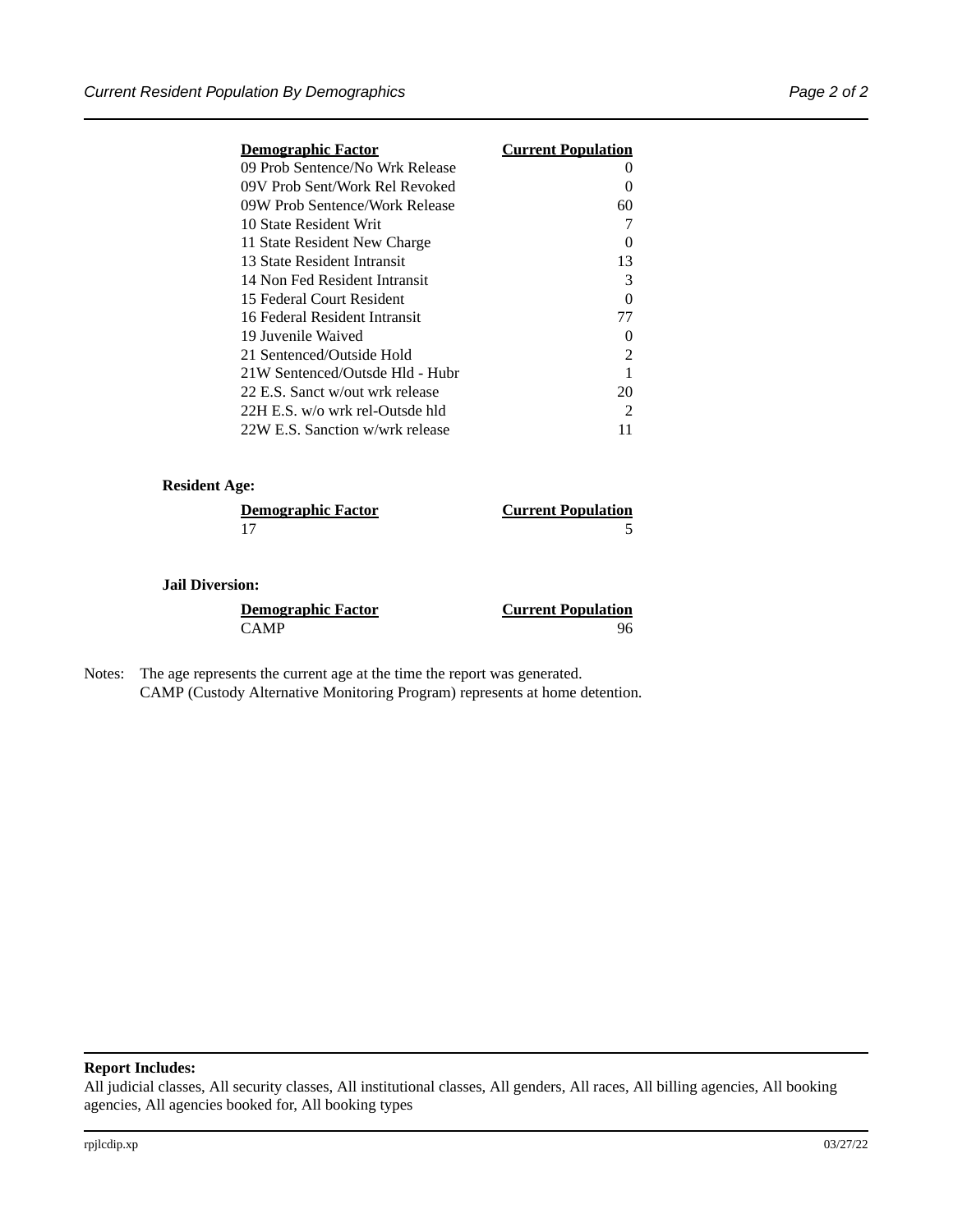| Demographic Factor | Current Population |
|---|---|
| 09 Prob Sentence/No Wrk Release | 0 |
| 09V Prob Sent/Work Rel Revoked | 0 |
| 09W Prob Sentence/Work Release | 60 |
| 10 State Resident Writ | 7 |
| 11 State Resident New Charge | 0 |
| 13 State Resident Intransit | 13 |
| 14 Non Fed Resident Intransit | 3 |
| 15 Federal Court Resident | 0 |
| 16 Federal Resident Intransit | 77 |
| 19 Juvenile Waived | 0 |
| 21 Sentenced/Outside Hold | 2 |
| 21W Sentenced/Outsde Hld - Hubr | 1 |
| 22 E.S. Sanct w/out wrk release | 20 |
| 22H E.S. w/o wrk rel-Outsde hld | 2 |
| 22W E.S. Sanction w/wrk release | 11 |

**Resident Age:**

| Demographic Factor | Current Population |
|---|---|
| 17 | 5 |

**Jail Diversion:**

| Demographic Factor | Current Population |
|---|---|
| CAMP | 96 |

Notes: The age represents the current age at the time the report was generated.
CAMP (Custody Alternative Monitoring Program) represents at home detention.

**Report Includes:**
All judicial classes, All security classes, All institutional classes, All genders, All races, All billing agencies, All booking agencies, All agencies booked for, All booking types

rpjlcdip.xp 03/27/22